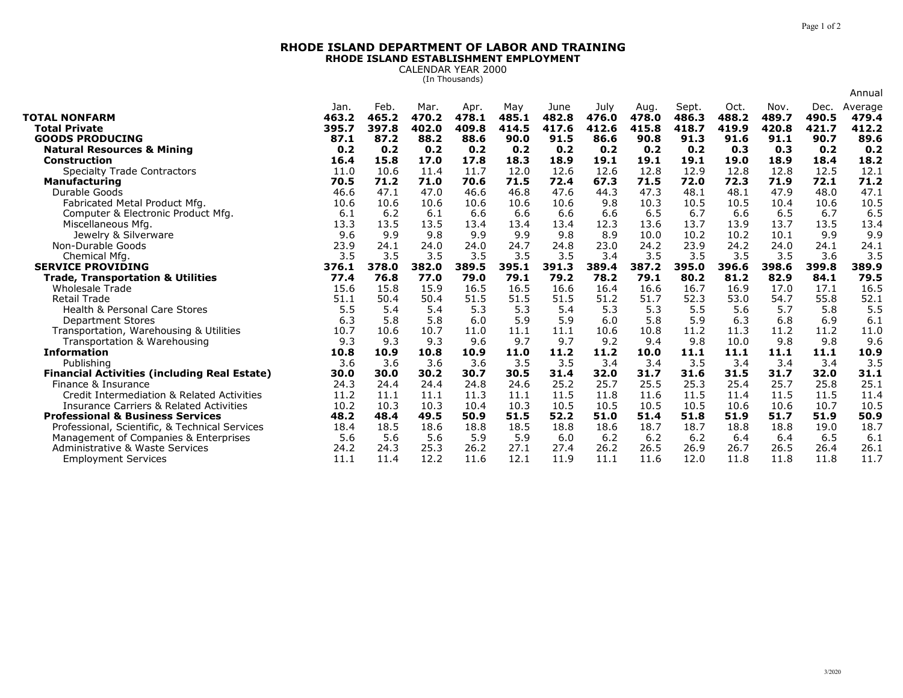# RHODE ISLAND DEPARTMENT OF LABOR AND TRAINING

## RHODE ISLAND ESTABLISHMENT EMPLOYMENT

CALENDAR YEAR 2000
(In Thousands)

| | Jan. | Feb. | Mar. | Apr. | May | June | July | Aug. | Sept. | Oct. | Nov. | Dec. | Annual Average |
|---|---|---|---|---|---|---|---|---|---|---|---|---|---|
| **TOTAL NONFARM** | **463.2** | **465.2** | **470.2** | **478.1** | **485.1** | **482.8** | **476.0** | **478.0** | **486.3** | **488.2** | **489.7** | **490.5** | **479.4** |
| **Total Private** | **395.7** | **397.8** | **402.0** | **409.8** | **414.5** | **417.6** | **412.6** | **415.8** | **418.7** | **419.9** | **420.8** | **421.7** | **412.2** |
| **GOODS PRODUCING** | **87.1** | **87.2** | **88.2** | **88.6** | **90.0** | **91.5** | **86.6** | **90.8** | **91.3** | **91.6** | **91.1** | **90.7** | **89.6** |
| **Natural Resources & Mining** | **0.2** | **0.2** | **0.2** | **0.2** | **0.2** | **0.2** | **0.2** | **0.2** | **0.2** | **0.3** | **0.3** | **0.2** | **0.2** |
| **Construction** | **16.4** | **15.8** | **17.0** | **17.8** | **18.3** | **18.9** | **19.1** | **19.1** | **19.1** | **19.0** | **18.9** | **18.4** | **18.2** |
| Specialty Trade Contractors | 11.0 | 10.6 | 11.4 | 11.7 | 12.0 | 12.6 | 12.6 | 12.8 | 12.9 | 12.8 | 12.8 | 12.5 | 12.1 |
| **Manufacturing** | **70.5** | **71.2** | **71.0** | **70.6** | **71.5** | **72.4** | **67.3** | **71.5** | **72.0** | **72.3** | **71.9** | **72.1** | **71.2** |
| Durable Goods | 46.6 | 47.1 | 47.0 | 46.6 | 46.8 | 47.6 | 44.3 | 47.3 | 48.1 | 48.1 | 47.9 | 48.0 | 47.1 |
| Fabricated Metal Product Mfg. | 10.6 | 10.6 | 10.6 | 10.6 | 10.6 | 10.6 | 9.8 | 10.3 | 10.5 | 10.5 | 10.4 | 10.6 | 10.5 |
| Computer & Electronic Product Mfg. | 6.1 | 6.2 | 6.1 | 6.6 | 6.6 | 6.6 | 6.6 | 6.5 | 6.7 | 6.6 | 6.5 | 6.7 | 6.5 |
| Miscellaneous Mfg. | 13.3 | 13.5 | 13.5 | 13.4 | 13.4 | 13.4 | 12.3 | 13.6 | 13.7 | 13.9 | 13.7 | 13.5 | 13.4 |
| Jewelry & Silverware | 9.6 | 9.9 | 9.8 | 9.9 | 9.9 | 9.8 | 8.9 | 10.0 | 10.2 | 10.2 | 10.1 | 9.9 | 9.9 |
| Non-Durable Goods | 23.9 | 24.1 | 24.0 | 24.0 | 24.7 | 24.8 | 23.0 | 24.2 | 23.9 | 24.2 | 24.0 | 24.1 | 24.1 |
| Chemical Mfg. | 3.5 | 3.5 | 3.5 | 3.5 | 3.5 | 3.5 | 3.4 | 3.5 | 3.5 | 3.5 | 3.5 | 3.6 | 3.5 |
| **SERVICE PROVIDING** | **376.1** | **378.0** | **382.0** | **389.5** | **395.1** | **391.3** | **389.4** | **387.2** | **395.0** | **396.6** | **398.6** | **399.8** | **389.9** |
| **Trade, Transportation & Utilities** | **77.4** | **76.8** | **77.0** | **79.0** | **79.1** | **79.2** | **78.2** | **79.1** | **80.2** | **81.2** | **82.9** | **84.1** | **79.5** |
| Wholesale Trade | 15.6 | 15.8 | 15.9 | 16.5 | 16.5 | 16.6 | 16.4 | 16.6 | 16.7 | 16.9 | 17.0 | 17.1 | 16.5 |
| Retail Trade | 51.1 | 50.4 | 50.4 | 51.5 | 51.5 | 51.5 | 51.2 | 51.7 | 52.3 | 53.0 | 54.7 | 55.8 | 52.1 |
| Health & Personal Care Stores | 5.5 | 5.4 | 5.4 | 5.3 | 5.3 | 5.4 | 5.3 | 5.3 | 5.5 | 5.6 | 5.7 | 5.8 | 5.5 |
| Department Stores | 6.3 | 5.8 | 5.8 | 6.0 | 5.9 | 5.9 | 6.0 | 5.8 | 5.9 | 6.3 | 6.8 | 6.9 | 6.1 |
| Transportation, Warehousing & Utilities | 10.7 | 10.6 | 10.7 | 11.0 | 11.1 | 11.1 | 10.6 | 10.8 | 11.2 | 11.3 | 11.2 | 11.2 | 11.0 |
| Transportation & Warehousing | 9.3 | 9.3 | 9.3 | 9.6 | 9.7 | 9.7 | 9.2 | 9.4 | 9.8 | 10.0 | 9.8 | 9.8 | 9.6 |
| **Information** | **10.8** | **10.9** | **10.8** | **10.9** | **11.0** | **11.2** | **11.2** | **10.0** | **11.1** | **11.1** | **11.1** | **11.1** | **10.9** |
| Publishing | 3.6 | 3.6 | 3.6 | 3.6 | 3.5 | 3.5 | 3.4 | 3.4 | 3.5 | 3.4 | 3.4 | 3.4 | 3.5 |
| **Financial Activities (including Real Estate)** | **30.0** | **30.0** | **30.2** | **30.7** | **30.5** | **31.4** | **32.0** | **31.7** | **31.6** | **31.5** | **31.7** | **32.0** | **31.1** |
| Finance & Insurance | 24.3 | 24.4 | 24.4 | 24.8 | 24.6 | 25.2 | 25.7 | 25.5 | 25.3 | 25.4 | 25.7 | 25.8 | 25.1 |
| Credit Intermediation & Related Activities | 11.2 | 11.1 | 11.1 | 11.3 | 11.1 | 11.5 | 11.8 | 11.6 | 11.5 | 11.4 | 11.5 | 11.5 | 11.4 |
| Insurance Carriers & Related Activities | 10.2 | 10.3 | 10.3 | 10.4 | 10.3 | 10.5 | 10.5 | 10.5 | 10.5 | 10.6 | 10.6 | 10.7 | 10.5 |
| **Professional & Business Services** | **48.2** | **48.4** | **49.5** | **50.9** | **51.5** | **52.2** | **51.0** | **51.4** | **51.8** | **51.9** | **51.7** | **51.9** | **50.9** |
| Professional, Scientific, & Technical Services | 18.4 | 18.5 | 18.6 | 18.8 | 18.5 | 18.8 | 18.6 | 18.7 | 18.7 | 18.8 | 18.8 | 19.0 | 18.7 |
| Management of Companies & Enterprises | 5.6 | 5.6 | 5.6 | 5.9 | 5.9 | 6.0 | 6.2 | 6.2 | 6.2 | 6.4 | 6.4 | 6.5 | 6.1 |
| Administrative & Waste Services | 24.2 | 24.3 | 25.3 | 26.2 | 27.1 | 27.4 | 26.2 | 26.5 | 26.9 | 26.7 | 26.5 | 26.4 | 26.1 |
| Employment Services | 11.1 | 11.4 | 12.2 | 11.6 | 12.1 | 11.9 | 11.1 | 11.6 | 12.0 | 11.8 | 11.8 | 11.8 | 11.7 |

3/2020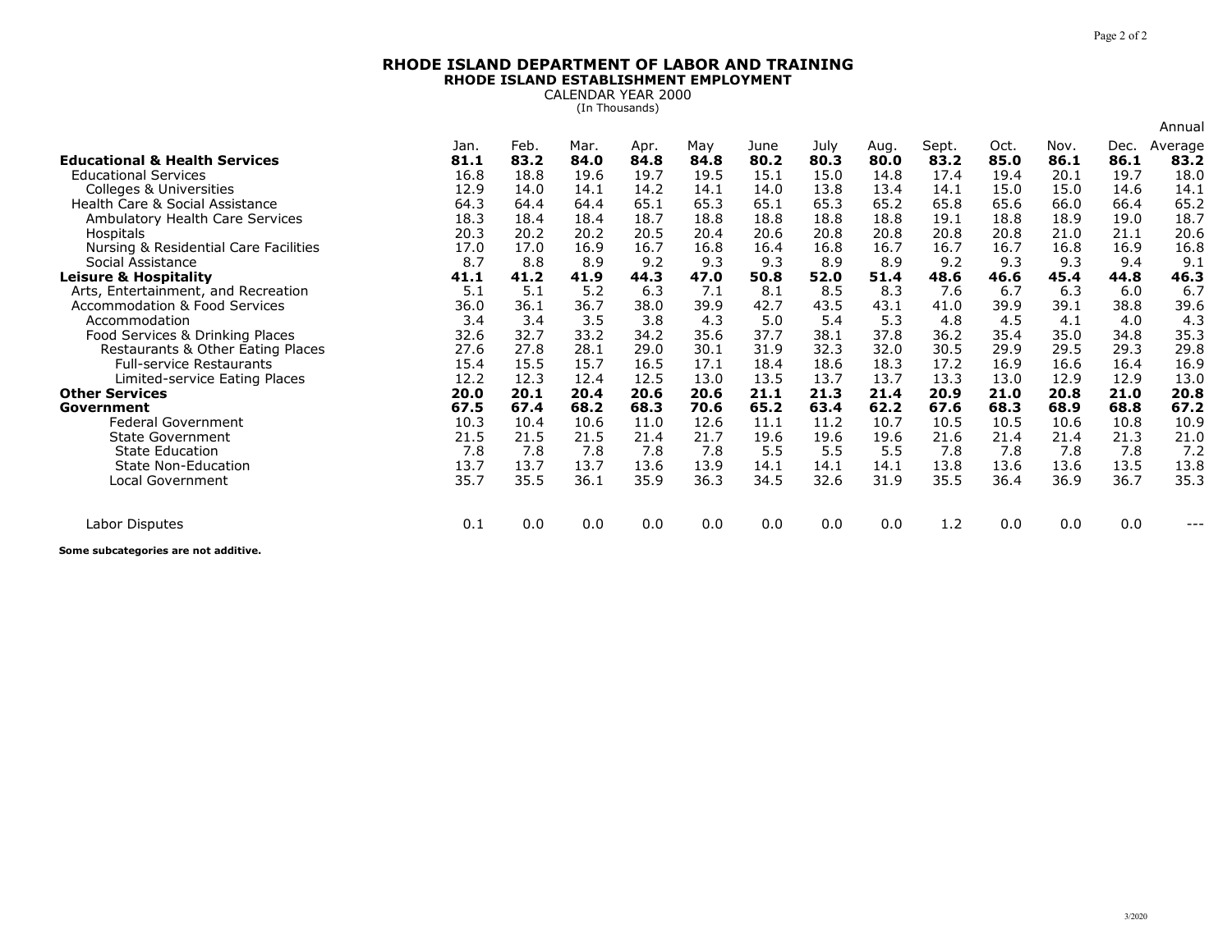# RHODE ISLAND DEPARTMENT OF LABOR AND TRAINING
## RHODE ISLAND ESTABLISHMENT EMPLOYMENT

CALENDAR YEAR 2000
(In Thousands)

| | Jan. | Feb. | Mar. | Apr. | May | June | July | Aug. | Sept. | Oct. | Nov. | Dec. | Annual Average |
|---|---|---|---|---|---|---|---|---|---|---|---|---|---|
| **Educational & Health Services** | **81.1** | **83.2** | **84.0** | **84.8** | **84.8** | **80.2** | **80.3** | **80.0** | **83.2** | **85.0** | **86.1** | **86.1** | **83.2** |
| Educational Services | 16.8 | 18.8 | 19.6 | 19.7 | 19.5 | 15.1 | 15.0 | 14.8 | 17.4 | 19.4 | 20.1 | 19.7 | 18.0 |
| Colleges & Universities | 12.9 | 14.0 | 14.1 | 14.2 | 14.1 | 14.0 | 13.8 | 13.4 | 14.1 | 15.0 | 15.0 | 14.6 | 14.1 |
| Health Care & Social Assistance | 64.3 | 64.4 | 64.4 | 65.1 | 65.3 | 65.1 | 65.3 | 65.2 | 65.8 | 65.6 | 66.0 | 66.4 | 65.2 |
| Ambulatory Health Care Services | 18.3 | 18.4 | 18.4 | 18.7 | 18.8 | 18.8 | 18.8 | 18.8 | 19.1 | 18.8 | 18.9 | 19.0 | 18.7 |
| Hospitals | 20.3 | 20.2 | 20.2 | 20.5 | 20.4 | 20.6 | 20.8 | 20.8 | 20.8 | 20.8 | 21.0 | 21.1 | 20.6 |
| Nursing & Residential Care Facilities | 17.0 | 17.0 | 16.9 | 16.7 | 16.8 | 16.4 | 16.8 | 16.7 | 16.7 | 16.7 | 16.8 | 16.9 | 16.8 |
| Social Assistance | 8.7 | 8.8 | 8.9 | 9.2 | 9.3 | 9.3 | 8.9 | 8.9 | 9.2 | 9.3 | 9.3 | 9.4 | 9.1 |
| **Leisure & Hospitality** | **41.1** | **41.2** | **41.9** | **44.3** | **47.0** | **50.8** | **52.0** | **51.4** | **48.6** | **46.6** | **45.4** | **44.8** | **46.3** |
| Arts, Entertainment, and Recreation | 5.1 | 5.1 | 5.2 | 6.3 | 7.1 | 8.1 | 8.5 | 8.3 | 7.6 | 6.7 | 6.3 | 6.0 | 6.7 |
| Accommodation & Food Services | 36.0 | 36.1 | 36.7 | 38.0 | 39.9 | 42.7 | 43.5 | 43.1 | 41.0 | 39.9 | 39.1 | 38.8 | 39.6 |
| Accommodation | 3.4 | 3.4 | 3.5 | 3.8 | 4.3 | 5.0 | 5.4 | 5.3 | 4.8 | 4.5 | 4.1 | 4.0 | 4.3 |
| Food Services & Drinking Places | 32.6 | 32.7 | 33.2 | 34.2 | 35.6 | 37.7 | 38.1 | 37.8 | 36.2 | 35.4 | 35.0 | 34.8 | 35.3 |
| Restaurants & Other Eating Places | 27.6 | 27.8 | 28.1 | 29.0 | 30.1 | 31.9 | 32.3 | 32.0 | 30.5 | 29.9 | 29.5 | 29.3 | 29.8 |
| Full-service Restaurants | 15.4 | 15.5 | 15.7 | 16.5 | 17.1 | 18.4 | 18.6 | 18.3 | 17.2 | 16.9 | 16.6 | 16.4 | 16.9 |
| Limited-service Eating Places | 12.2 | 12.3 | 12.4 | 12.5 | 13.0 | 13.5 | 13.7 | 13.7 | 13.3 | 13.0 | 12.9 | 12.9 | 13.0 |
| **Other Services** | **20.0** | **20.1** | **20.4** | **20.6** | **20.6** | **21.1** | **21.3** | **21.4** | **20.9** | **21.0** | **20.8** | **21.0** | **20.8** |
| **Government** | **67.5** | **67.4** | **68.2** | **68.3** | **70.6** | **65.2** | **63.4** | **62.2** | **67.6** | **68.3** | **68.9** | **68.8** | **67.2** |
| Federal Government | 10.3 | 10.4 | 10.6 | 11.0 | 12.6 | 11.1 | 11.2 | 10.7 | 10.5 | 10.5 | 10.6 | 10.8 | 10.9 |
| State Government | 21.5 | 21.5 | 21.5 | 21.4 | 21.7 | 19.6 | 19.6 | 19.6 | 21.6 | 21.4 | 21.4 | 21.3 | 21.0 |
| State Education | 7.8 | 7.8 | 7.8 | 7.8 | 7.8 | 5.5 | 5.5 | 5.5 | 7.8 | 7.8 | 7.8 | 7.8 | 7.2 |
| State Non-Education | 13.7 | 13.7 | 13.7 | 13.6 | 13.9 | 14.1 | 14.1 | 14.1 | 13.8 | 13.6 | 13.6 | 13.5 | 13.8 |
| Local Government | 35.7 | 35.5 | 36.1 | 35.9 | 36.3 | 34.5 | 32.6 | 31.9 | 35.5 | 36.4 | 36.9 | 36.7 | 35.3 |
| Labor Disputes | 0.1 | 0.0 | 0.0 | 0.0 | 0.0 | 0.0 | 0.0 | 0.0 | 1.2 | 0.0 | 0.0 | 0.0 | --- |

**Some subcategories are not additive.**

3/2020